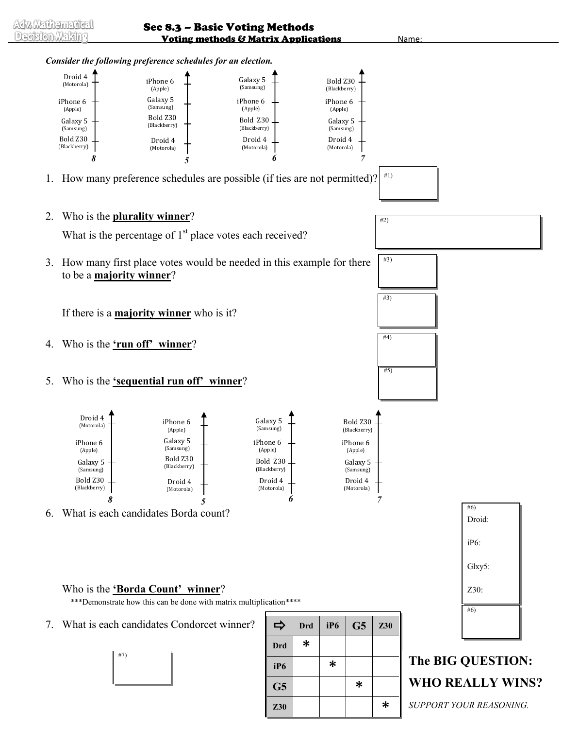Adv. Mathematical Decision Making

# Sec 8.3 – Basic Voting Methods

## Voting methods & Matrix Applications

Name:

***Consider the following preference schedules for an election.***

| 8 | 5 | 6 | 7 |
|---|---|---|---|
| Droid 4 (Motorola) | iPhone 6 (Apple) | Galaxy 5 (Samsung) | Bold Z30 (Blackberry) |
| iPhone 6 (Apple) | Galaxy 5 (Samsung) | iPhone 6 (Apple) | iPhone 6 (Apple) |
| Galaxy 5 (Samsung) | Bold Z30 (Blackberry) | Bold Z30 (Blackberry) | Galaxy 5 (Samsung) |
| Bold Z30 (Blackberry) | Droid 4 (Motorola) | Droid 4 (Motorola) | Droid 4 (Motorola) |

1. How many preference schedules are possible (if ties are not permitted)?

   #1)

2. Who is the **plurality winner**?

   What is the percentage of 1st place votes each received?

   #2)

3. How many first place votes would be needed in this example for there to be a **majority winner**?

   #3)

   If there is a **majority winner** who is it?

   #3)

4. Who is the **'run off' winner**?

   #4)

5. Who is the **'sequential run off' winner**?

   #5)

| 8 | 5 | 6 | 7 |
|---|---|---|---|
| Droid 4 (Motorola) | iPhone 6 (Apple) | Galaxy 5 (Samsung) | Bold Z30 (Blackberry) |
| iPhone 6 (Apple) | Galaxy 5 (Samsung) | iPhone 6 (Apple) | iPhone 6 (Apple) |
| Galaxy 5 (Samsung) | Bold Z30 (Blackberry) | Bold Z30 (Blackberry) | Galaxy 5 (Samsung) |
| Bold Z30 (Blackberry) | Droid 4 (Motorola) | Droid 4 (Motorola) | Droid 4 (Motorola) |

6. What is each candidates Borda count?

   #6)
   Droid:
   iP6:
   Glxy5:
   Z30:

   Who is the **'Borda Count' winner**?

   ***Demonstrate how this can be done with matrix multiplication****

   #6)

7. What is each candidates Condorcet winner?

   #7)

| ⇨ | Drd | iP6 | G5 | Z30 |
|---|---|---|---|---|
| Drd | * | | | |
| iP6 | | * | | |
| G5 | | | * | |
| Z30 | | | | * |

**The BIG QUESTION:**

**WHO REALLY WINS?**

*SUPPORT YOUR REASONING.*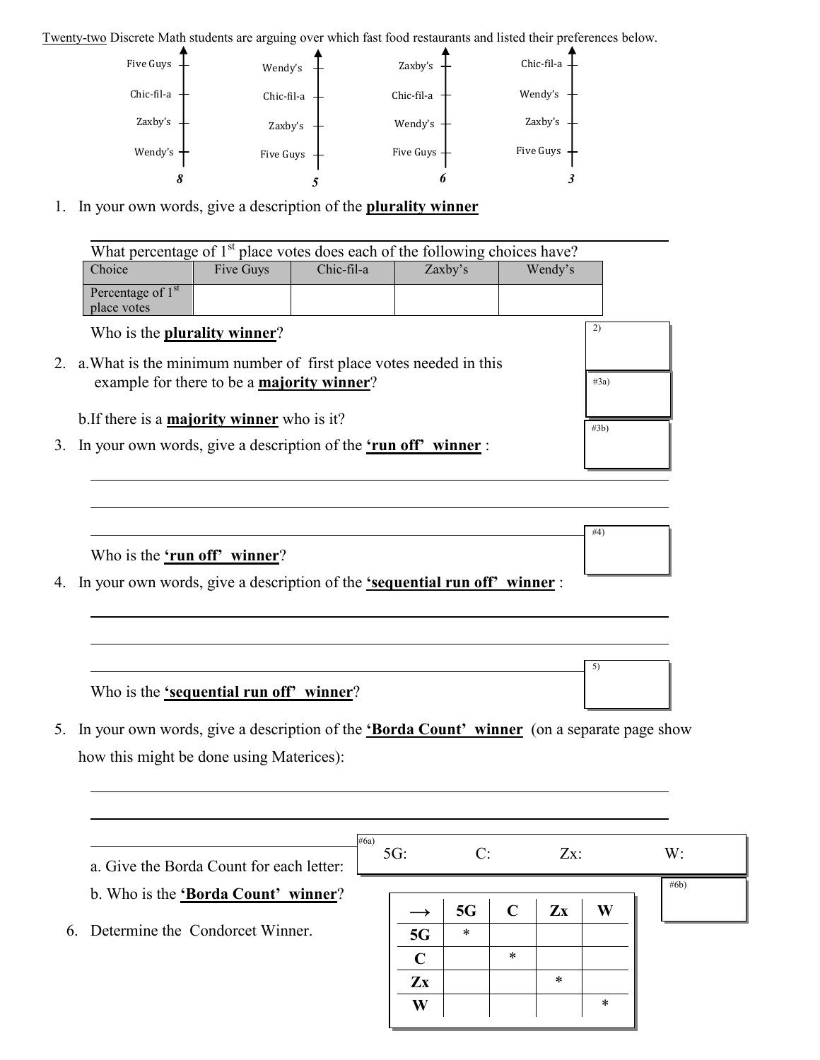Twenty-two Discrete Math students are arguing over which fast food restaurants and listed their preferences below.

| | | | |
|---|---|---|---|
| Five Guys | Wendy's | Zaxby's | Chic-fil-a |
| Chic-fil-a | Chic-fil-a | Chic-fil-a | Wendy's |
| Zaxby's | Zaxby's | Wendy's | Zaxby's |
| Wendy's | Five Guys | Five Guys | Five Guys |
| *8* | *5* | *6* | *3* |

1. In your own words, give a description of the **plurality winner**

   ______________________________________________

   What percentage of $1^{st}$ place votes does each of the following choices have?

   | Choice | Five Guys | Chic-fil-a | Zaxby's | Wendy's |
   |---|---|---|---|---|
   | Percentage of $1^{st}$ place votes | | | | |

   Who is the **plurality winner**?

   2) ______

2. a. What is the minimum number of first place votes needed in this example for there to be a **majority winner**?

   #3a) ______

   b. If there is a **majority winner** who is it?

   #3b) ______

3. In your own words, give a description of the **'run off' winner** :

   ______________________________________________

   ______________________________________________

   ______________________________________________

   Who is the **'run off' winner**?

   #4) ______

4. In your own words, give a description of the **'sequential run off' winner** :

   ______________________________________________

   ______________________________________________

   ______________________________________________

   Who is the **'sequential run off' winner**?

   5) ______

5. In your own words, give a description of the **'Borda Count' winner** (on a separate page show how this might be done using Materices):

   ______________________________________________

   ______________________________________________

   ______________________________________________

   a. Give the Borda Count for each letter:

   #6a) 5G: C: Zx: W:

   b. Who is the **'Borda Count' winner**?

   #6b) ______

6. Determine the Condorcet Winner.

| → | 5G | C | Zx | W |
|---|---|---|---|---|
| 5G | * | | | |
| C | | * | | |
| Zx | | | * | |
| W | | | | * |